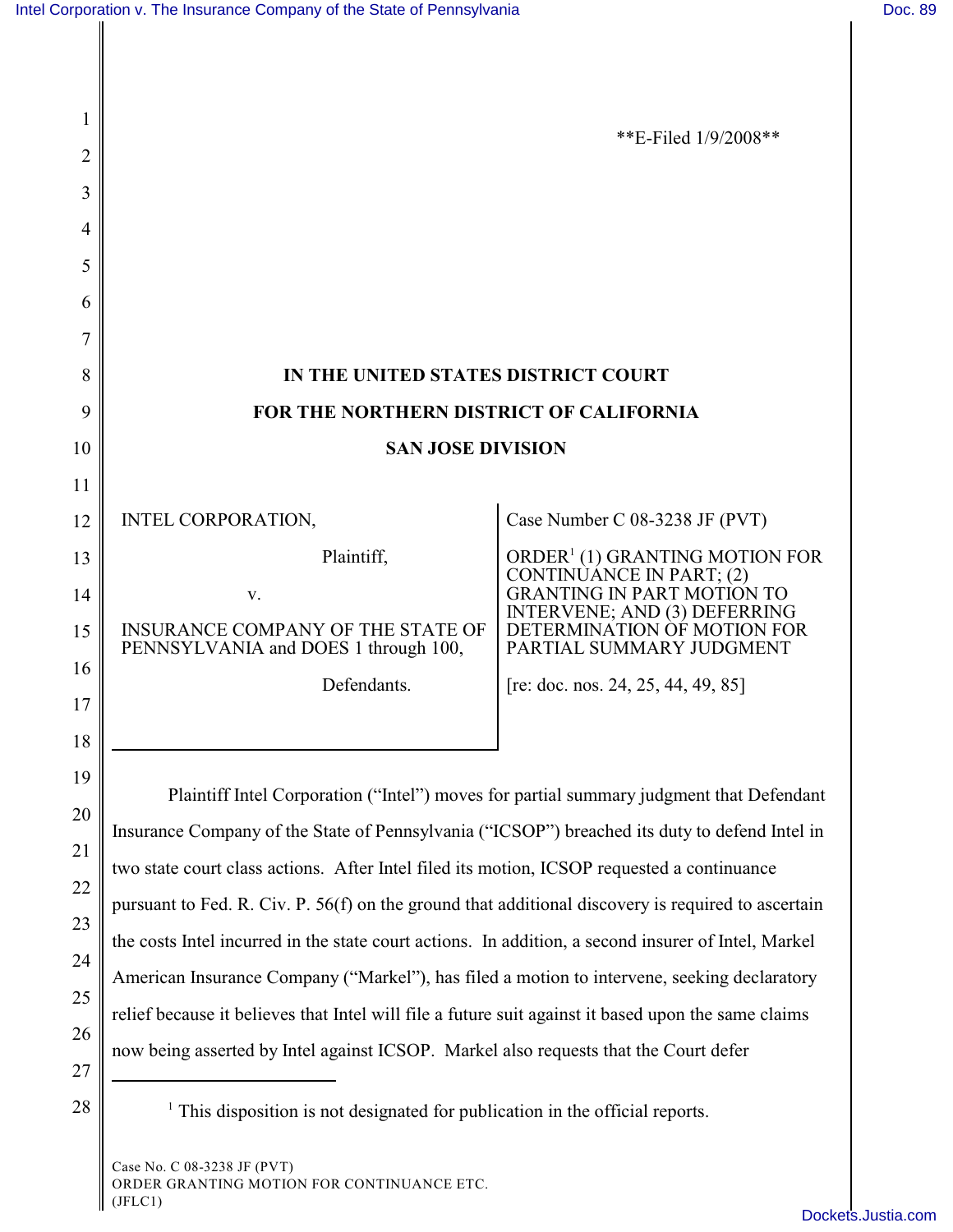**E-Filed 1/9/2008**

**IN THE UNITED STATES DISTRICT COURT**

**FOR THE NORTHERN DISTRICT OF CALIFORNIA**

**SAN JOSE DIVISION**

| | |
|---|---|
| INTEL CORPORATION,<br><br>Plaintiff,<br><br>v.<br><br>INSURANCE COMPANY OF THE STATE OF PENNSYLVANIA and DOES 1 through 100,<br><br>Defendants. | Case Number C 08-3238 JF (PVT)<br><br>ORDER[1] (1) GRANTING MOTION FOR CONTINUANCE IN PART; (2) GRANTING IN PART MOTION TO INTERVENE; AND (3) DEFERRING DETERMINATION OF MOTION FOR PARTIAL SUMMARY JUDGMENT<br><br>[re: doc. nos. 24, 25, 44, 49, 85] |

Plaintiff Intel Corporation ("Intel") moves for partial summary judgment that Defendant Insurance Company of the State of Pennsylvania ("ICSOP") breached its duty to defend Intel in two state court class actions. After Intel filed its motion, ICSOP requested a continuance pursuant to Fed. R. Civ. P. 56(f) on the ground that additional discovery is required to ascertain the costs Intel incurred in the state court actions. In addition, a second insurer of Intel, Markel American Insurance Company ("Markel"), has filed a motion to intervene, seeking declaratory relief because it believes that Intel will file a future suit against it based upon the same claims now being asserted by Intel against ICSOP. Markel also requests that the Court defer

[1] This disposition is not designated for publication in the official reports.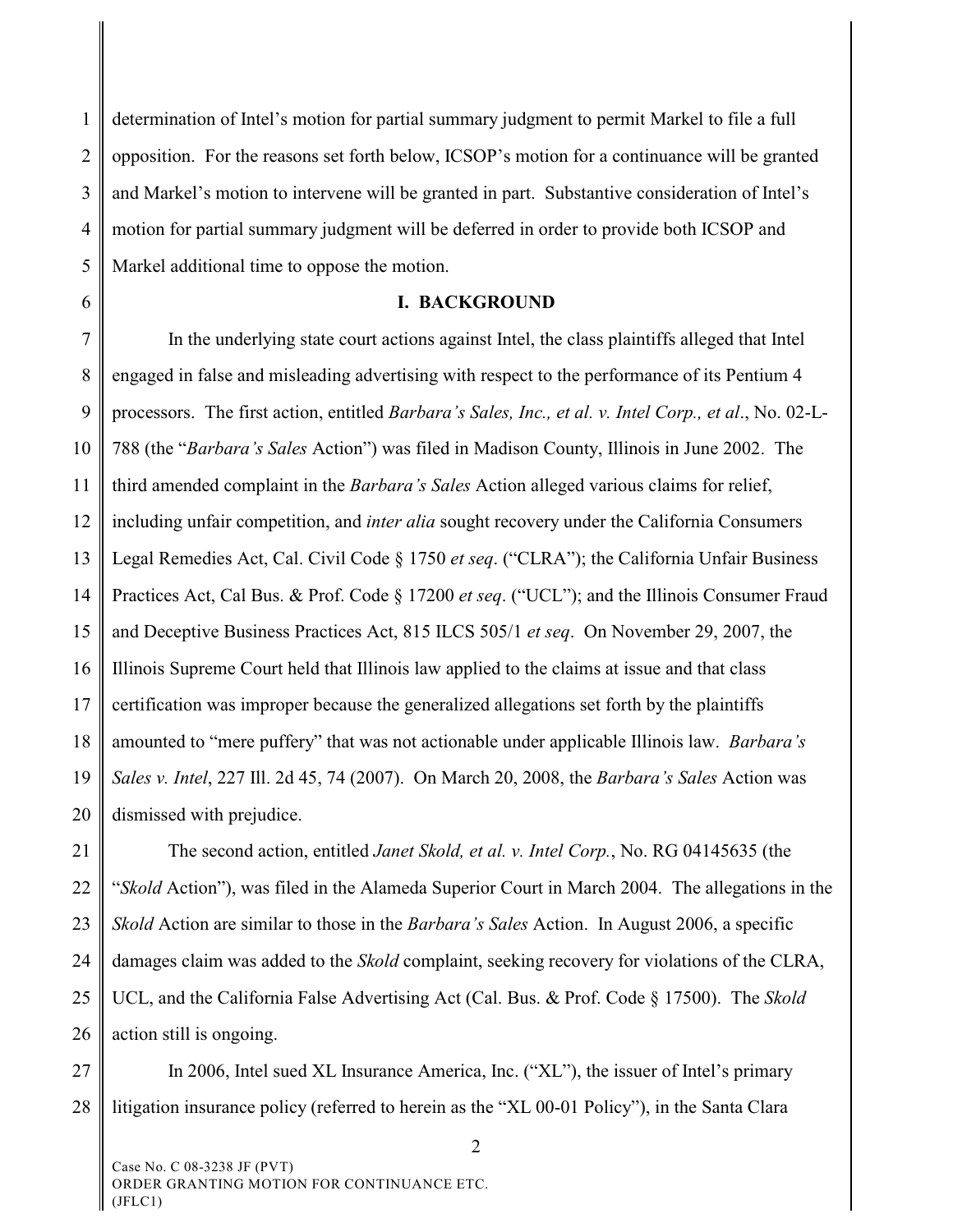determination of Intel's motion for partial summary judgment to permit Markel to file a full opposition. For the reasons set forth below, ICSOP's motion for a continuance will be granted and Markel's motion to intervene will be granted in part. Substantive consideration of Intel's motion for partial summary judgment will be deferred in order to provide both ICSOP and Markel additional time to oppose the motion.

## I. BACKGROUND

In the underlying state court actions against Intel, the class plaintiffs alleged that Intel engaged in false and misleading advertising with respect to the performance of its Pentium 4 processors. The first action, entitled *Barbara's Sales, Inc., et al. v. Intel Corp., et al*., No. 02-L-788 (the "*Barbara's Sales* Action") was filed in Madison County, Illinois in June 2002. The third amended complaint in the *Barbara's Sales* Action alleged various claims for relief, including unfair competition, and *inter alia* sought recovery under the California Consumers Legal Remedies Act, Cal. Civil Code § 1750 *et seq*. ("CLRA"); the California Unfair Business Practices Act, Cal Bus. & Prof. Code § 17200 *et seq*. ("UCL"); and the Illinois Consumer Fraud and Deceptive Business Practices Act, 815 ILCS 505/1 *et seq*. On November 29, 2007, the Illinois Supreme Court held that Illinois law applied to the claims at issue and that class certification was improper because the generalized allegations set forth by the plaintiffs amounted to "mere puffery" that was not actionable under applicable Illinois law. *Barbara's Sales v. Intel*, 227 Ill. 2d 45, 74 (2007). On March 20, 2008, the *Barbara's Sales* Action was dismissed with prejudice.

The second action, entitled *Janet Skold, et al. v. Intel Corp.*, No. RG 04145635 (the "*Skold* Action"), was filed in the Alameda Superior Court in March 2004. The allegations in the *Skold* Action are similar to those in the *Barbara's Sales* Action. In August 2006, a specific damages claim was added to the *Skold* complaint, seeking recovery for violations of the CLRA, UCL, and the California False Advertising Act (Cal. Bus. & Prof. Code § 17500). The *Skold* action still is ongoing.

In 2006, Intel sued XL Insurance America, Inc. ("XL"), the issuer of Intel's primary litigation insurance policy (referred to herein as the "XL 00-01 Policy"), in the Santa Clara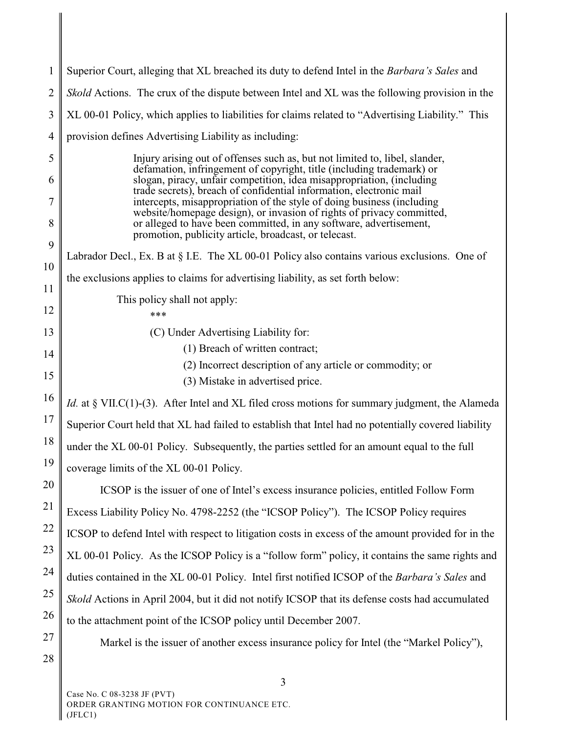Superior Court, alleging that XL breached its duty to defend Intel in the *Barbara's Sales* and *Skold* Actions. The crux of the dispute between Intel and XL was the following provision in the XL 00-01 Policy, which applies to liabilities for claims related to "Advertising Liability." This provision defines Advertising Liability as including:

> Injury arising out of offenses such as, but not limited to, libel, slander, defamation, infringement of copyright, title (including trademark) or slogan, piracy, unfair competition, idea misappropriation, (including trade secrets), breach of confidential information, electronic mail intercepts, misappropriation of the style of doing business (including website/homepage design), or invasion of rights of privacy committed, or alleged to have been committed, in any software, advertisement, promotion, publicity article, broadcast, or telecast.

Labrador Decl., Ex. B at § I.E. The XL 00-01 Policy also contains various exclusions. One of the exclusions applies to claims for advertising liability, as set forth below:

> This policy shall not apply:
>
> \*\*\*
>
> (C) Under Advertising Liability for:
>
> (1) Breach of written contract;
>
> (2) Incorrect description of any article or commodity; or
>
> (3) Mistake in advertised price.

*Id.* at § VII.C(1)-(3). After Intel and XL filed cross motions for summary judgment, the Alameda Superior Court held that XL had failed to establish that Intel had no potentially covered liability under the XL 00-01 Policy. Subsequently, the parties settled for an amount equal to the full coverage limits of the XL 00-01 Policy.

ICSOP is the issuer of one of Intel's excess insurance policies, entitled Follow Form Excess Liability Policy No. 4798-2252 (the "ICSOP Policy"). The ICSOP Policy requires ICSOP to defend Intel with respect to litigation costs in excess of the amount provided for in the XL 00-01 Policy. As the ICSOP Policy is a "follow form" policy, it contains the same rights and duties contained in the XL 00-01 Policy. Intel first notified ICSOP of the *Barbara's Sales* and *Skold* Actions in April 2004, but it did not notify ICSOP that its defense costs had accumulated to the attachment point of the ICSOP policy until December 2007.

Markel is the issuer of another excess insurance policy for Intel (the "Markel Policy"),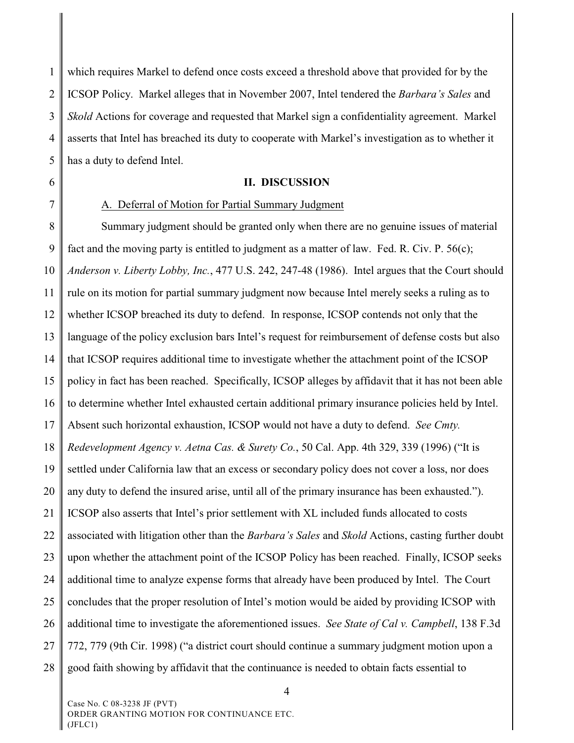which requires Markel to defend once costs exceed a threshold above that provided for by the ICSOP Policy. Markel alleges that in November 2007, Intel tendered the *Barbara's Sales* and *Skold* Actions for coverage and requested that Markel sign a confidentiality agreement. Markel asserts that Intel has breached its duty to cooperate with Markel's investigation as to whether it has a duty to defend Intel.

## II. DISCUSSION

A. Deferral of Motion for Partial Summary Judgment

Summary judgment should be granted only when there are no genuine issues of material fact and the moving party is entitled to judgment as a matter of law. Fed. R. Civ. P. 56(c); *Anderson v. Liberty Lobby, Inc.*, 477 U.S. 242, 247-48 (1986). Intel argues that the Court should rule on its motion for partial summary judgment now because Intel merely seeks a ruling as to whether ICSOP breached its duty to defend. In response, ICSOP contends not only that the language of the policy exclusion bars Intel's request for reimbursement of defense costs but also that ICSOP requires additional time to investigate whether the attachment point of the ICSOP policy in fact has been reached. Specifically, ICSOP alleges by affidavit that it has not been able to determine whether Intel exhausted certain additional primary insurance policies held by Intel. Absent such horizontal exhaustion, ICSOP would not have a duty to defend. *See Cmty. Redevelopment Agency v. Aetna Cas. & Surety Co.*, 50 Cal. App. 4th 329, 339 (1996) ("It is settled under California law that an excess or secondary policy does not cover a loss, nor does any duty to defend the insured arise, until all of the primary insurance has been exhausted."). ICSOP also asserts that Intel's prior settlement with XL included funds allocated to costs associated with litigation other than the *Barbara's Sales* and *Skold* Actions, casting further doubt upon whether the attachment point of the ICSOP Policy has been reached. Finally, ICSOP seeks additional time to analyze expense forms that already have been produced by Intel. The Court concludes that the proper resolution of Intel's motion would be aided by providing ICSOP with additional time to investigate the aforementioned issues. *See State of Cal v. Campbell*, 138 F.3d 772, 779 (9th Cir. 1998) ("a district court should continue a summary judgment motion upon a good faith showing by affidavit that the continuance is needed to obtain facts essential to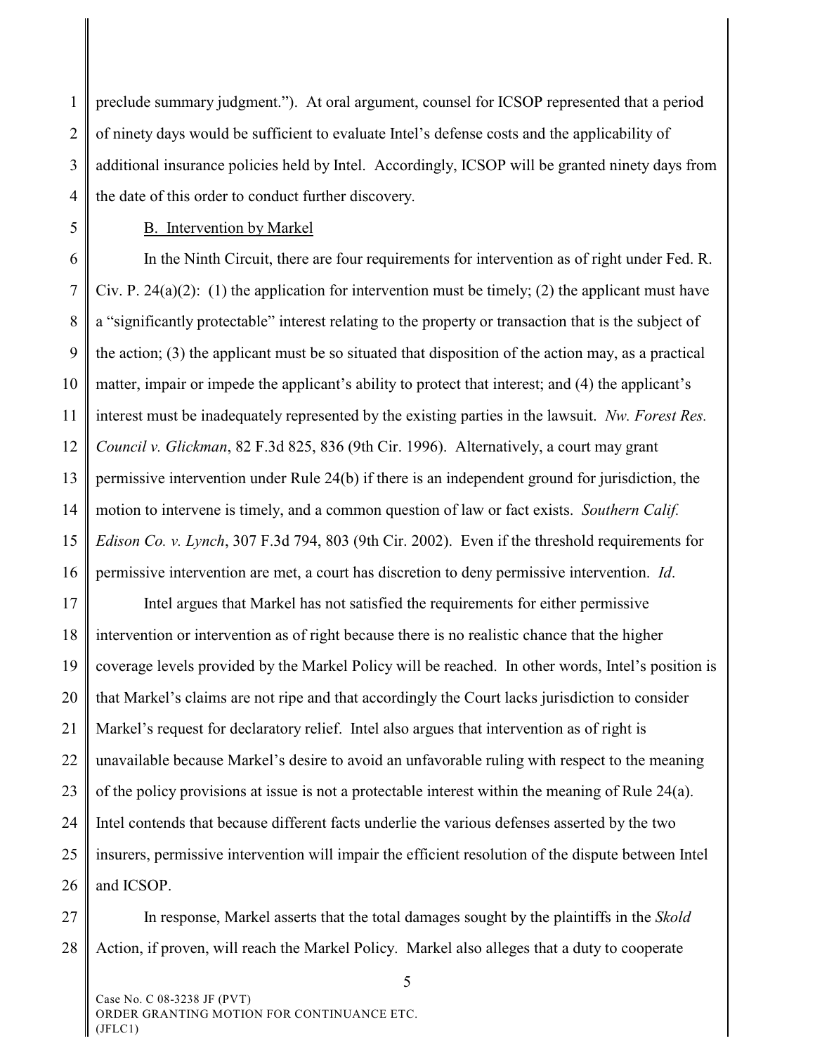preclude summary judgment.”). At oral argument, counsel for ICSOP represented that a period of ninety days would be sufficient to evaluate Intel’s defense costs and the applicability of additional insurance policies held by Intel. Accordingly, ICSOP will be granted ninety days from the date of this order to conduct further discovery.

B. Intervention by Markel

In the Ninth Circuit, there are four requirements for intervention as of right under Fed. R. Civ. P. 24(a)(2): (1) the application for intervention must be timely; (2) the applicant must have a “significantly protectable” interest relating to the property or transaction that is the subject of the action; (3) the applicant must be so situated that disposition of the action may, as a practical matter, impair or impede the applicant’s ability to protect that interest; and (4) the applicant’s interest must be inadequately represented by the existing parties in the lawsuit. *Nw. Forest Res. Council v. Glickman*, 82 F.3d 825, 836 (9th Cir. 1996). Alternatively, a court may grant permissive intervention under Rule 24(b) if there is an independent ground for jurisdiction, the motion to intervene is timely, and a common question of law or fact exists. *Southern Calif. Edison Co. v. Lynch*, 307 F.3d 794, 803 (9th Cir. 2002). Even if the threshold requirements for permissive intervention are met, a court has discretion to deny permissive intervention. *Id*.

Intel argues that Markel has not satisfied the requirements for either permissive intervention or intervention as of right because there is no realistic chance that the higher coverage levels provided by the Markel Policy will be reached. In other words, Intel’s position is that Markel’s claims are not ripe and that accordingly the Court lacks jurisdiction to consider Markel’s request for declaratory relief. Intel also argues that intervention as of right is unavailable because Markel’s desire to avoid an unfavorable ruling with respect to the meaning of the policy provisions at issue is not a protectable interest within the meaning of Rule 24(a). Intel contends that because different facts underlie the various defenses asserted by the two insurers, permissive intervention will impair the efficient resolution of the dispute between Intel and ICSOP.

In response, Markel asserts that the total damages sought by the plaintiffs in the *Skold* Action, if proven, will reach the Markel Policy. Markel also alleges that a duty to cooperate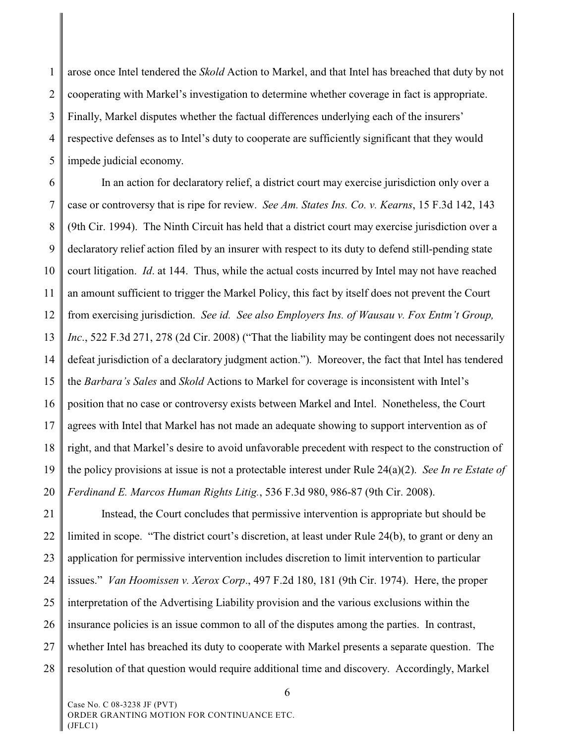arose once Intel tendered the *Skold* Action to Markel, and that Intel has breached that duty by not cooperating with Markel's investigation to determine whether coverage in fact is appropriate. Finally, Markel disputes whether the factual differences underlying each of the insurers' respective defenses as to Intel's duty to cooperate are sufficiently significant that they would impede judicial economy.

In an action for declaratory relief, a district court may exercise jurisdiction only over a case or controversy that is ripe for review. *See Am. States Ins. Co. v. Kearns*, 15 F.3d 142, 143 (9th Cir. 1994). The Ninth Circuit has held that a district court may exercise jurisdiction over a declaratory relief action filed by an insurer with respect to its duty to defend still-pending state court litigation. *Id*. at 144. Thus, while the actual costs incurred by Intel may not have reached an amount sufficient to trigger the Markel Policy, this fact by itself does not prevent the Court from exercising jurisdiction. *See id. See also Employers Ins. of Wausau v. Fox Entm't Group, Inc*., 522 F.3d 271, 278 (2d Cir. 2008) ("That the liability may be contingent does not necessarily defeat jurisdiction of a declaratory judgment action."). Moreover, the fact that Intel has tendered the *Barbara's Sales* and *Skold* Actions to Markel for coverage is inconsistent with Intel's position that no case or controversy exists between Markel and Intel. Nonetheless, the Court agrees with Intel that Markel has not made an adequate showing to support intervention as of right, and that Markel's desire to avoid unfavorable precedent with respect to the construction of the policy provisions at issue is not a protectable interest under Rule 24(a)(2). *See In re Estate of Ferdinand E. Marcos Human Rights Litig.*, 536 F.3d 980, 986-87 (9th Cir. 2008).

Instead, the Court concludes that permissive intervention is appropriate but should be limited in scope. "The district court's discretion, at least under Rule 24(b), to grant or deny an application for permissive intervention includes discretion to limit intervention to particular issues." *Van Hoomissen v. Xerox Corp*., 497 F.2d 180, 181 (9th Cir. 1974). Here, the proper interpretation of the Advertising Liability provision and the various exclusions within the insurance policies is an issue common to all of the disputes among the parties. In contrast, whether Intel has breached its duty to cooperate with Markel presents a separate question. The resolution of that question would require additional time and discovery. Accordingly, Markel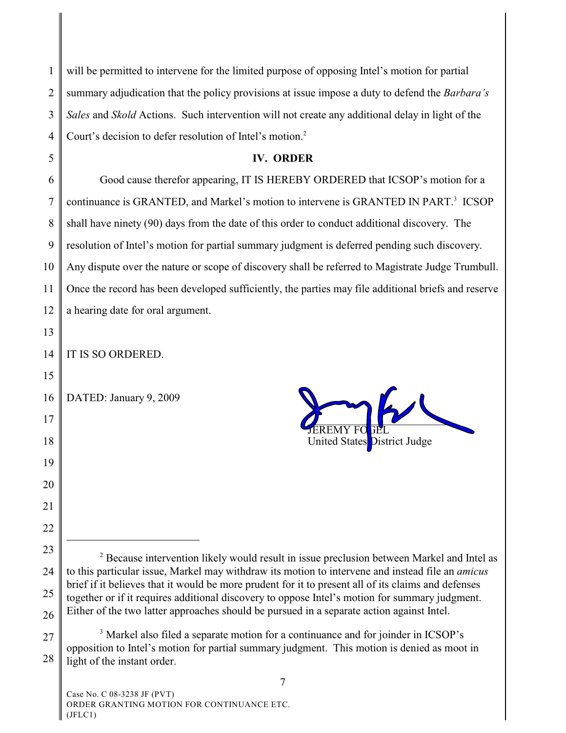will be permitted to intervene for the limited purpose of opposing Intel's motion for partial summary adjudication that the policy provisions at issue impose a duty to defend the *Barbara's Sales* and *Skold* Actions. Such intervention will not create any additional delay in light of the Court's decision to defer resolution of Intel's motion.[2]

## IV. ORDER

Good cause therefor appearing, IT IS HEREBY ORDERED that ICSOP's motion for a continuance is GRANTED, and Markel's motion to intervene is GRANTED IN PART.[3] ICSOP shall have ninety (90) days from the date of this order to conduct additional discovery. The resolution of Intel's motion for partial summary judgment is deferred pending such discovery. Any dispute over the nature or scope of discovery shall be referred to Magistrate Judge Trumbull. Once the record has been developed sufficiently, the parties may file additional briefs and reserve a hearing date for oral argument.

IT IS SO ORDERED.

DATED: January 9, 2009

JEREMY FOGEL
United States District Judge

---

[2] Because intervention likely would result in issue preclusion between Markel and Intel as to this particular issue, Markel may withdraw its motion to intervene and instead file an *amicus* brief if it believes that it would be more prudent for it to present all of its claims and defenses together or if it requires additional discovery to oppose Intel's motion for summary judgment. Either of the two latter approaches should be pursued in a separate action against Intel.

[3] Markel also filed a separate motion for a continuance and for joinder in ICSOP's opposition to Intel's motion for partial summary judgment. This motion is denied as moot in light of the instant order.

Case No. C 08-3238 JF (PVT)
ORDER GRANTING MOTION FOR CONTINUANCE ETC.
(JFLC1)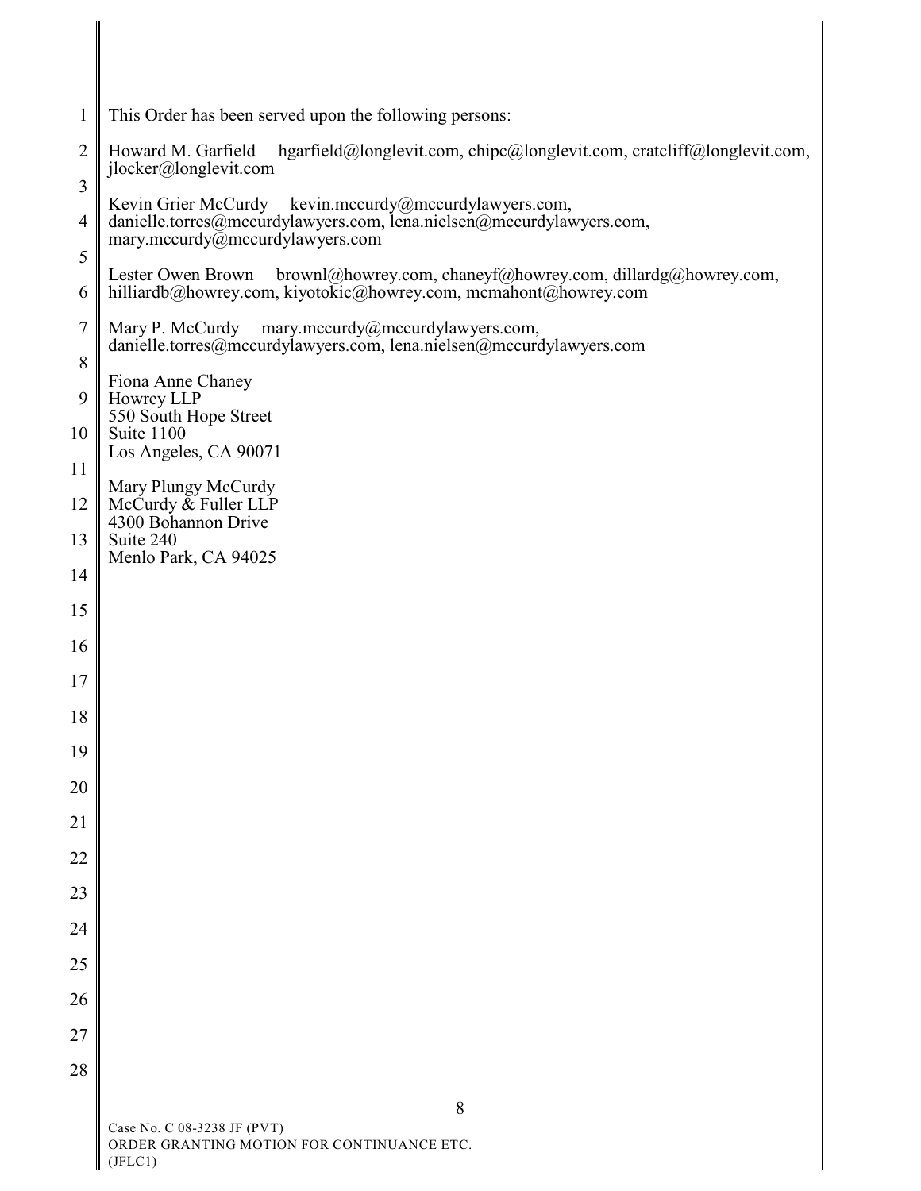This Order has been served upon the following persons:

Howard M. Garfield hgarfield@longlevit.com, chipc@longlevit.com, cratcliff@longlevit.com, jlocker@longlevit.com

Kevin Grier McCurdy kevin.mccurdy@mccurdylawyers.com, danielle.torres@mccurdylawyers.com, lena.nielsen@mccurdylawyers.com, mary.mccurdy@mccurdylawyers.com

Lester Owen Brown brownl@howrey.com, chaneyf@howrey.com, dillardg@howrey.com, hilliardb@howrey.com, kiyotokic@howrey.com, mcmahont@howrey.com

Mary P. McCurdy mary.mccurdy@mccurdylawyers.com, danielle.torres@mccurdylawyers.com, lena.nielsen@mccurdylawyers.com

Fiona Anne Chaney
Howrey LLP
550 South Hope Street
Suite 1100
Los Angeles, CA 90071

Mary Plungy McCurdy
McCurdy & Fuller LLP
4300 Bohannon Drive
Suite 240
Menlo Park, CA 94025

Case No. C 08-3238 JF (PVT)
ORDER GRANTING MOTION FOR CONTINUANCE ETC.
(JFLC1)